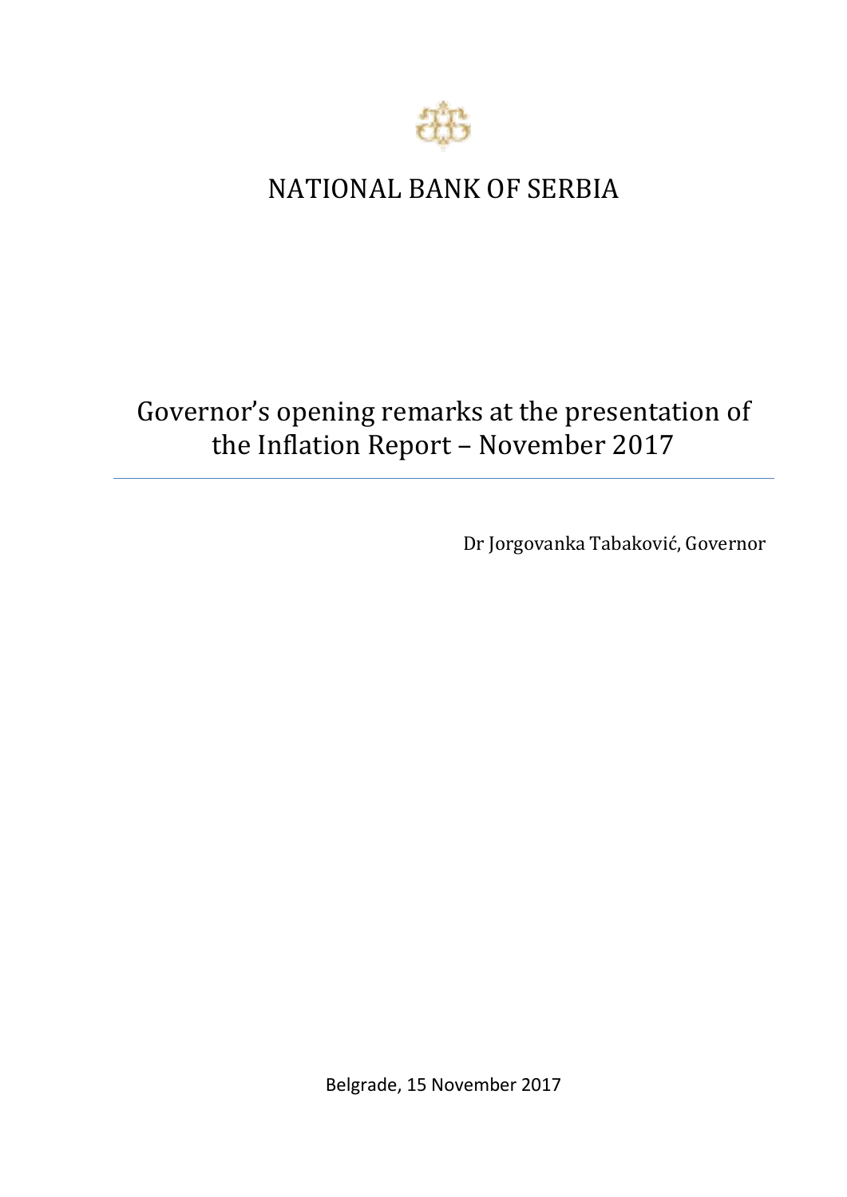# NATIONAL BANK OF SERBIA

## Governor's opening remarks at the presentation of the Inflation Report – November 2017

Dr Jorgovanka Tabaković, Governor

Belgrade, 15 November 2017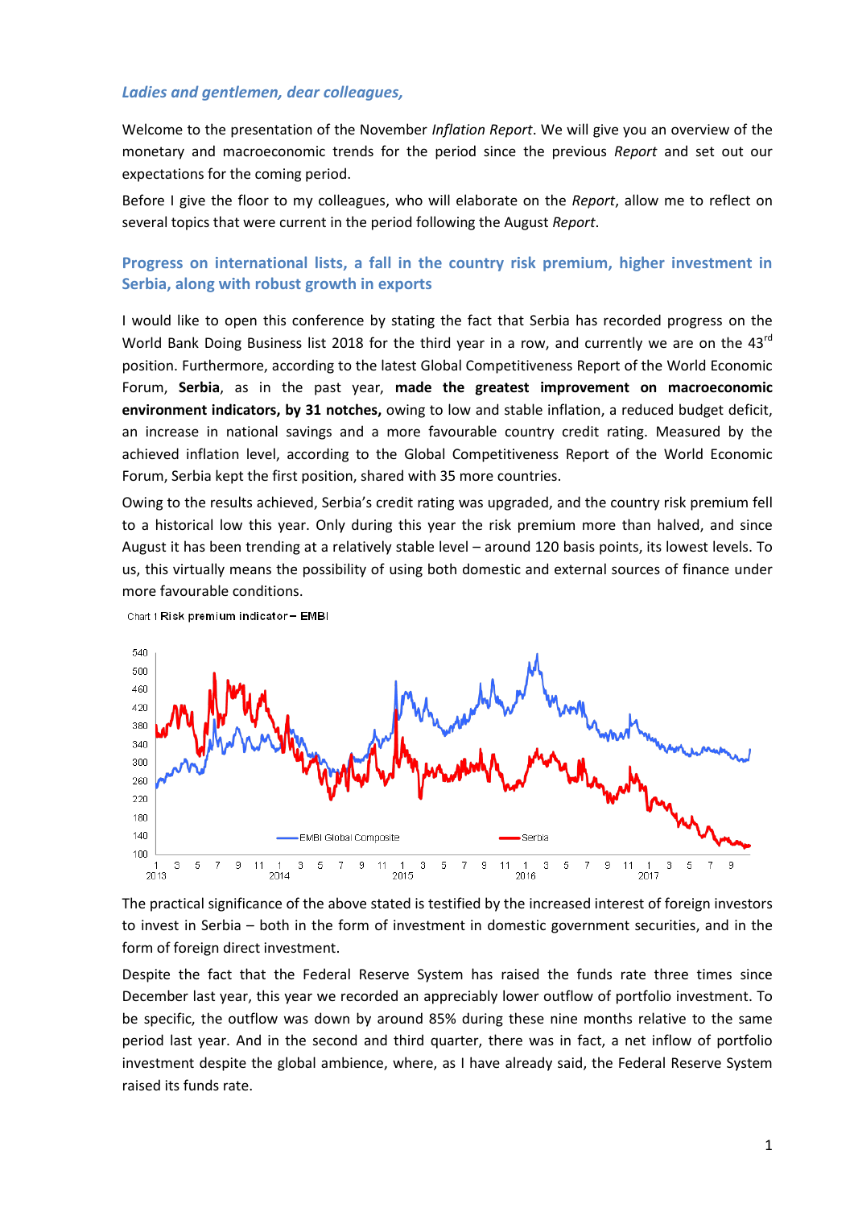*Ladies and gentlemen, dear colleagues,*

Welcome to the presentation of the November *Inflation Report*. We will give you an overview of the monetary and macroeconomic trends for the period since the previous *Report* and set out our expectations for the coming period.

Before I give the floor to my colleagues, who will elaborate on the *Report*, allow me to reflect on several topics that were current in the period following the August *Report*.

## Progress on international lists, a fall in the country risk premium, higher investment in Serbia, along with robust growth in exports

I would like to open this conference by stating the fact that Serbia has recorded progress on the World Bank Doing Business list 2018 for the third year in a row, and currently we are on the 43rd position. Furthermore, according to the latest Global Competitiveness Report of the World Economic Forum, **Serbia**, as in the past year, **made the greatest improvement on macroeconomic environment indicators, by 31 notches,** owing to low and stable inflation, a reduced budget deficit, an increase in national savings and a more favourable country credit rating. Measured by the achieved inflation level, according to the Global Competitiveness Report of the World Economic Forum, Serbia kept the first position, shared with 35 more countries.

Owing to the results achieved, Serbia's credit rating was upgraded, and the country risk premium fell to a historical low this year. Only during this year the risk premium more than halved, and since August it has been trending at a relatively stable level – around 120 basis points, its lowest levels. To us, this virtually means the possibility of using both domestic and external sources of finance under more favourable conditions.

Chart 1 Risk premium indicator – EMBI

The practical significance of the above stated is testified by the increased interest of foreign investors to invest in Serbia – both in the form of investment in domestic government securities, and in the form of foreign direct investment.

Despite the fact that the Federal Reserve System has raised the funds rate three times since December last year, this year we recorded an appreciably lower outflow of portfolio investment. To be specific, the outflow was down by around 85% during these nine months relative to the same period last year. And in the second and third quarter, there was in fact, a net inflow of portfolio investment despite the global ambience, where, as I have already said, the Federal Reserve System raised its funds rate.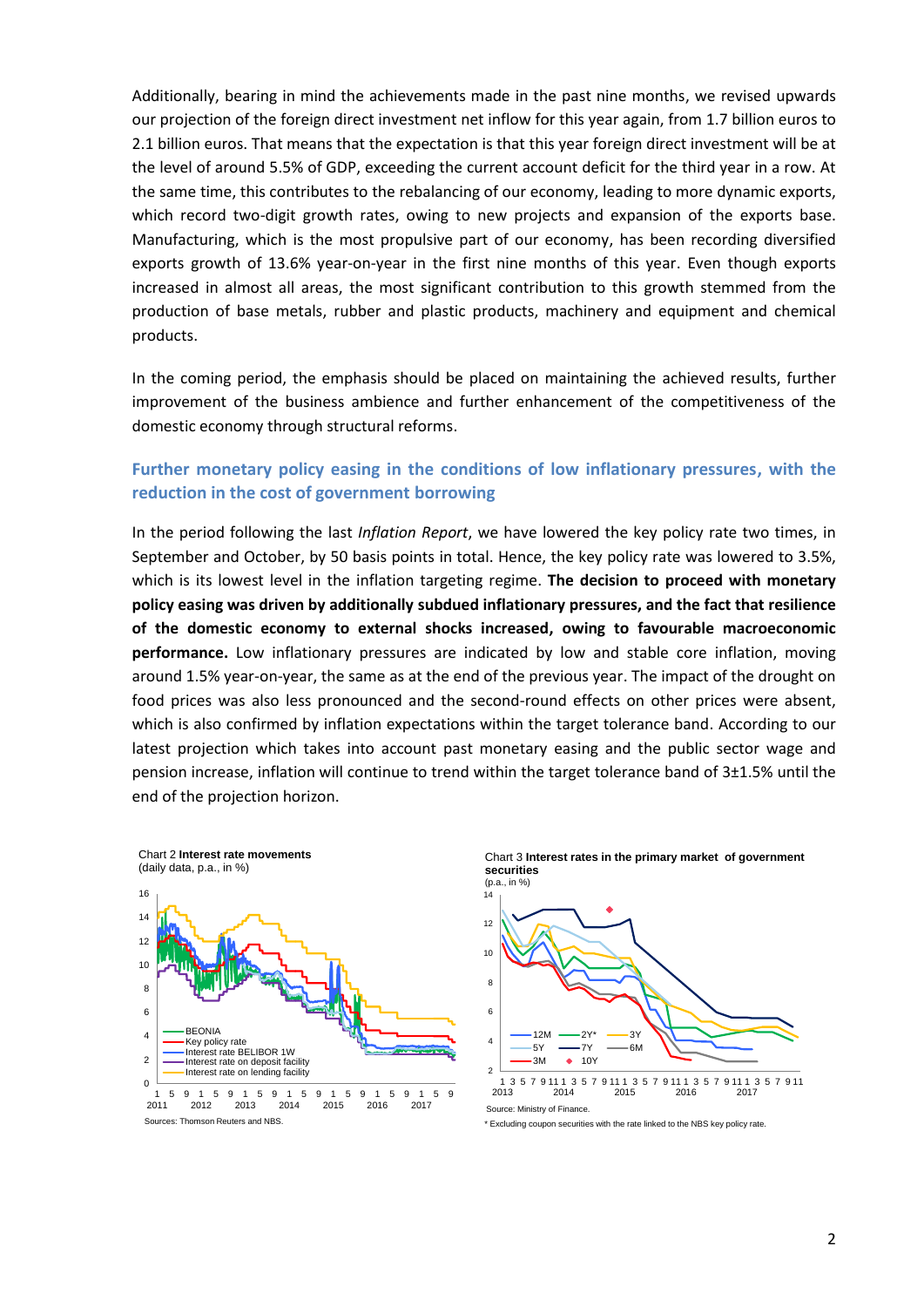Additionally, bearing in mind the achievements made in the past nine months, we revised upwards our projection of the foreign direct investment net inflow for this year again, from 1.7 billion euros to 2.1 billion euros. That means that the expectation is that this year foreign direct investment will be at the level of around 5.5% of GDP, exceeding the current account deficit for the third year in a row. At the same time, this contributes to the rebalancing of our economy, leading to more dynamic exports, which record two-digit growth rates, owing to new projects and expansion of the exports base. Manufacturing, which is the most propulsive part of our economy, has been recording diversified exports growth of 13.6% year-on-year in the first nine months of this year. Even though exports increased in almost all areas, the most significant contribution to this growth stemmed from the production of base metals, rubber and plastic products, machinery and equipment and chemical products.

In the coming period, the emphasis should be placed on maintaining the achieved results, further improvement of the business ambience and further enhancement of the competitiveness of the domestic economy through structural reforms.

### Further monetary policy easing in the conditions of low inflationary pressures, with the reduction in the cost of government borrowing

In the period following the last *Inflation Report*, we have lowered the key policy rate two times, in September and October, by 50 basis points in total. Hence, the key policy rate was lowered to 3.5%, which is its lowest level in the inflation targeting regime. **The decision to proceed with monetary policy easing was driven by additionally subdued inflationary pressures, and the fact that resilience of the domestic economy to external shocks increased, owing to favourable macroeconomic performance.** Low inflationary pressures are indicated by low and stable core inflation, moving around 1.5% year-on-year, the same as at the end of the previous year. The impact of the drought on food prices was also less pronounced and the second-round effects on other prices were absent, which is also confirmed by inflation expectations within the target tolerance band. According to our latest projection which takes into account past monetary easing and the public sector wage and pension increase, inflation will continue to trend within the target tolerance band of 3±1.5% until the end of the projection horizon.

Chart 2 **Interest rate movements**
(daily data, p.a., in %)

Sources: Thomson Reuters and NBS.

Chart 3 **Interest rates in the primary market of government securities**
(p.a., in %)

Source: Ministry of Finance.

\* Excluding coupon securities with the rate linked to the NBS key policy rate.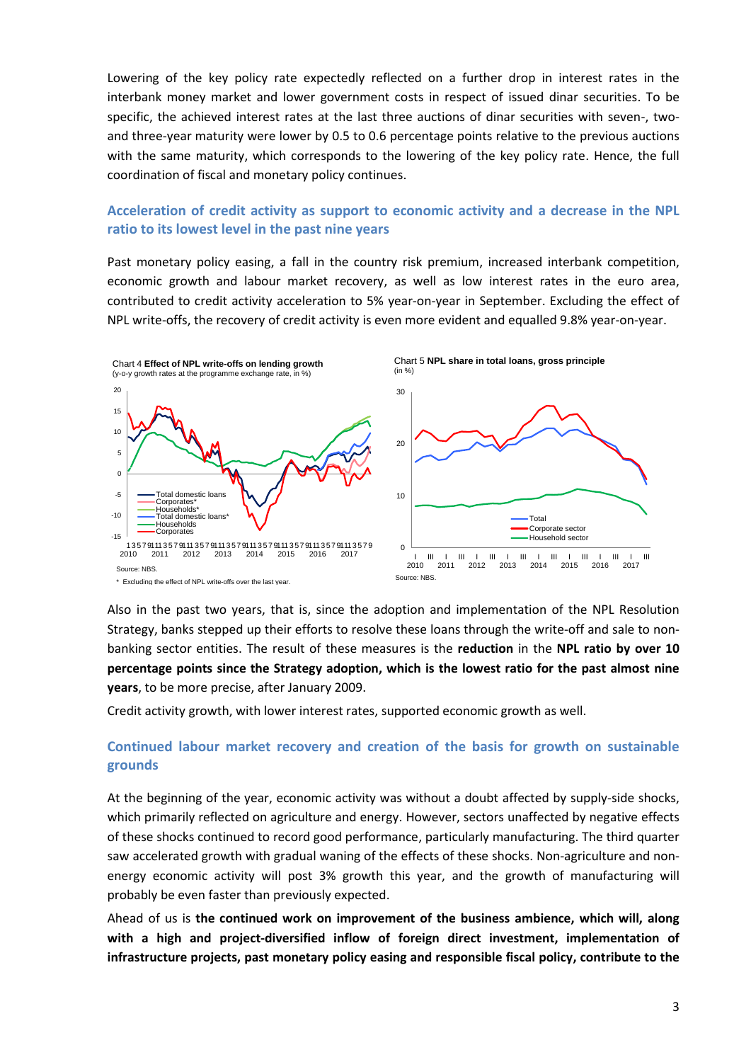Lowering of the key policy rate expectedly reflected on a further drop in interest rates in the interbank money market and lower government costs in respect of issued dinar securities. To be specific, the achieved interest rates at the last three auctions of dinar securities with seven-, two- and three-year maturity were lower by 0.5 to 0.6 percentage points relative to the previous auctions with the same maturity, which corresponds to the lowering of the key policy rate. Hence, the full coordination of fiscal and monetary policy continues.

## Acceleration of credit activity as support to economic activity and a decrease in the NPL ratio to its lowest level in the past nine years

Past monetary policy easing, a fall in the country risk premium, increased interbank competition, economic growth and labour market recovery, as well as low interest rates in the euro area, contributed to credit activity acceleration to 5% year-on-year in September. Excluding the effect of NPL write-offs, the recovery of credit activity is even more evident and equalled 9.8% year-on-year.

Chart 4 **Effect of NPL write-offs on lending growth**
(y-o-y growth rates at the programme exchange rate, in %)

Source: NBS.

\* Excluding the effect of NPL write-offs over the last year.

Chart 5 **NPL share in total loans, gross principle**
(in %)

Source: NBS.

Also in the past two years, that is, since the adoption and implementation of the NPL Resolution Strategy, banks stepped up their efforts to resolve these loans through the write-off and sale to non-banking sector entities. The result of these measures is the **reduction** in the **NPL ratio by over 10 percentage points since the Strategy adoption, which is the lowest ratio for the past almost nine years**, to be more precise, after January 2009.

Credit activity growth, with lower interest rates, supported economic growth as well.

## Continued labour market recovery and creation of the basis for growth on sustainable grounds

At the beginning of the year, economic activity was without a doubt affected by supply-side shocks, which primarily reflected on agriculture and energy. However, sectors unaffected by negative effects of these shocks continued to record good performance, particularly manufacturing. The third quarter saw accelerated growth with gradual waning of the effects of these shocks. Non-agriculture and non-energy economic activity will post 3% growth this year, and the growth of manufacturing will probably be even faster than previously expected.

Ahead of us is **the continued work on improvement of the business ambience, which will, along with a high and project-diversified inflow of foreign direct investment, implementation of infrastructure projects, past monetary policy easing and responsible fiscal policy, contribute to the**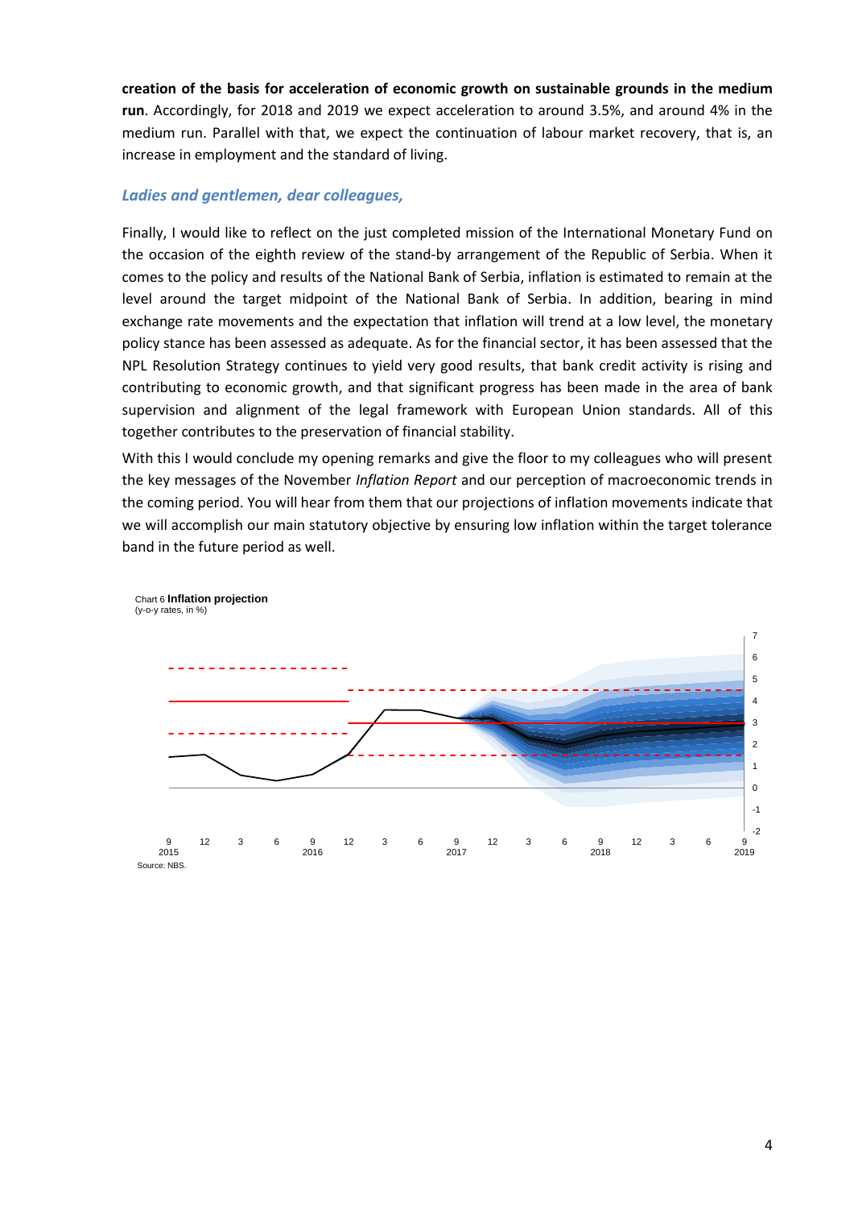**creation of the basis for acceleration of economic growth on sustainable grounds in the medium run**. Accordingly, for 2018 and 2019 we expect acceleration to around 3.5%, and around 4% in the medium run. Parallel with that, we expect the continuation of labour market recovery, that is, an increase in employment and the standard of living.

### *Ladies and gentlemen, dear colleagues,*

Finally, I would like to reflect on the just completed mission of the International Monetary Fund on the occasion of the eighth review of the stand-by arrangement of the Republic of Serbia. When it comes to the policy and results of the National Bank of Serbia, inflation is estimated to remain at the level around the target midpoint of the National Bank of Serbia. In addition, bearing in mind exchange rate movements and the expectation that inflation will trend at a low level, the monetary policy stance has been assessed as adequate. As for the financial sector, it has been assessed that the NPL Resolution Strategy continues to yield very good results, that bank credit activity is rising and contributing to economic growth, and that significant progress has been made in the area of bank supervision and alignment of the legal framework with European Union standards. All of this together contributes to the preservation of financial stability.

With this I would conclude my opening remarks and give the floor to my colleagues who will present the key messages of the November *Inflation Report* and our perception of macroeconomic trends in the coming period. You will hear from them that our projections of inflation movements indicate that we will accomplish our main statutory objective by ensuring low inflation within the target tolerance band in the future period as well.

Chart 6 **Inflation projection**
(y-o-y rates, in %)

7
6
5
4
3
2
1
0
-1
-2

9 2015, 12, 3, 6, 9 2016, 12, 3, 6, 9 2017, 12, 3, 6, 9 2018, 12, 3, 6, 9 2019

Source: NBS.